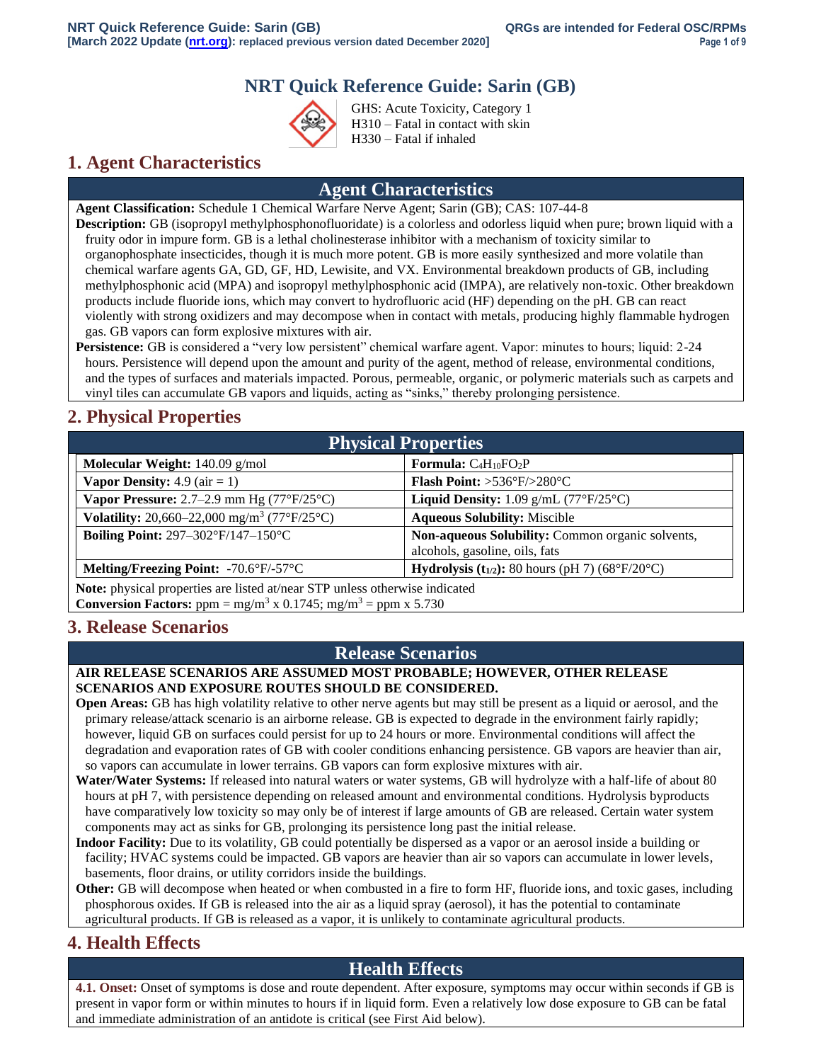# NRT Quick Reference Guide: Sarin (GB)

GHS: Acute Toxicity, Category 1
H310 – Fatal in contact with skin
H330 – Fatal if inhaled

## 1. Agent Characteristics

### Agent Characteristics

**Agent Classification:** Schedule 1 Chemical Warfare Nerve Agent; Sarin (GB); CAS: 107-44-8

**Description:** GB (isopropyl methylphosphonofluoridate) is a colorless and odorless liquid when pure; brown liquid with a fruity odor in impure form. GB is a lethal cholinesterase inhibitor with a mechanism of toxicity similar to organophosphate insecticides, though it is much more potent. GB is more easily synthesized and more volatile than chemical warfare agents GA, GD, GF, HD, Lewisite, and VX. Environmental breakdown products of GB, including methylphosphonic acid (MPA) and isopropyl methylphosphonic acid (IMPA), are relatively non-toxic. Other breakdown products include fluoride ions, which may convert to hydrofluoric acid (HF) depending on the pH. GB can react violently with strong oxidizers and may decompose when in contact with metals, producing highly flammable hydrogen gas. GB vapors can form explosive mixtures with air.

**Persistence:** GB is considered a "very low persistent" chemical warfare agent. Vapor: minutes to hours; liquid: 2-24 hours. Persistence will depend upon the amount and purity of the agent, method of release, environmental conditions, and the types of surfaces and materials impacted. Porous, permeable, organic, or polymeric materials such as carpets and vinyl tiles can accumulate GB vapors and liquids, acting as "sinks," thereby prolonging persistence.

## 2. Physical Properties

### Physical Properties

| | |
|---|---|
| **Molecular Weight:** 140.09 g/mol | **Formula:** $C_4H_{10}FO_2P$ |
| **Vapor Density:** 4.9 (air = 1) | **Flash Point:** >536°F/>280°C |
| **Vapor Pressure:** 2.7–2.9 mm Hg (77°F/25°C) | **Liquid Density:** 1.09 g/mL (77°F/25°C) |
| **Volatility:** 20,660–22,000 mg/m$^3$ (77°F/25°C) | **Aqueous Solubility:** Miscible |
| **Boiling Point:** 297–302°F/147–150°C | **Non-aqueous Solubility:** Common organic solvents, alcohols, gasoline, oils, fats |
| **Melting/Freezing Point:** -70.6°F/-57°C | **Hydrolysis ($t_{1/2}$):** 80 hours (pH 7) (68°F/20°C) |

**Note:** physical properties are listed at/near STP unless otherwise indicated

**Conversion Factors:** ppm = mg/m$^3$ x 0.1745; mg/m$^3$ = ppm x 5.730

## 3. Release Scenarios

### Release Scenarios

**AIR RELEASE SCENARIOS ARE ASSUMED MOST PROBABLE; HOWEVER, OTHER RELEASE SCENARIOS AND EXPOSURE ROUTES SHOULD BE CONSIDERED.**

**Open Areas:** GB has high volatility relative to other nerve agents but may still be present as a liquid or aerosol, and the primary release/attack scenario is an airborne release. GB is expected to degrade in the environment fairly rapidly; however, liquid GB on surfaces could persist for up to 24 hours or more. Environmental conditions will affect the degradation and evaporation rates of GB with cooler conditions enhancing persistence. GB vapors are heavier than air, so vapors can accumulate in lower terrains. GB vapors can form explosive mixtures with air.

**Water/Water Systems:** If released into natural waters or water systems, GB will hydrolyze with a half-life of about 80 hours at pH 7, with persistence depending on released amount and environmental conditions. Hydrolysis byproducts have comparatively low toxicity so may only be of interest if large amounts of GB are released. Certain water system components may act as sinks for GB, prolonging its persistence long past the initial release.

**Indoor Facility:** Due to its volatility, GB could potentially be dispersed as a vapor or an aerosol inside a building or facility; HVAC systems could be impacted. GB vapors are heavier than air so vapors can accumulate in lower levels, basements, floor drains, or utility corridors inside the buildings.

**Other:** GB will decompose when heated or when combusted in a fire to form HF, fluoride ions, and toxic gases, including phosphorous oxides. If GB is released into the air as a liquid spray (aerosol), it has the potential to contaminate agricultural products. If GB is released as a vapor, it is unlikely to contaminate agricultural products.

## 4. Health Effects

### Health Effects

**4.1. Onset:** Onset of symptoms is dose and route dependent. After exposure, symptoms may occur within seconds if GB is present in vapor form or within minutes to hours if in liquid form. Even a relatively low dose exposure to GB can be fatal and immediate administration of an antidote is critical (see First Aid below).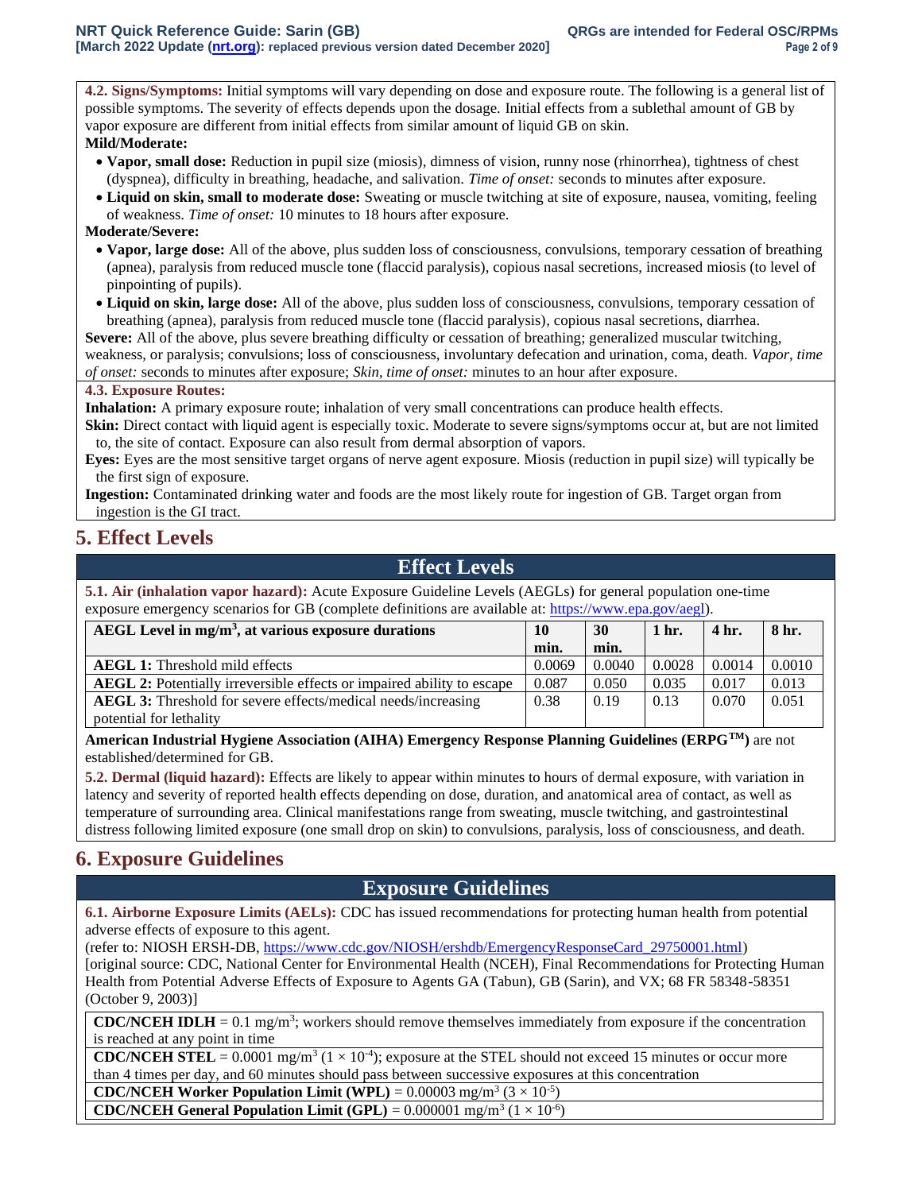**4.2. Signs/Symptoms:** Initial symptoms will vary depending on dose and exposure route. The following is a general list of possible symptoms. The severity of effects depends upon the dosage. Initial effects from a sublethal amount of GB by vapor exposure are different from initial effects from similar amount of liquid GB on skin.

**Mild/Moderate:**

- **Vapor, small dose:** Reduction in pupil size (miosis), dimness of vision, runny nose (rhinorrhea), tightness of chest (dyspnea), difficulty in breathing, headache, and salivation. *Time of onset:* seconds to minutes after exposure.
- **Liquid on skin, small to moderate dose:** Sweating or muscle twitching at site of exposure, nausea, vomiting, feeling of weakness. *Time of onset:* 10 minutes to 18 hours after exposure.

**Moderate/Severe:**

- **Vapor, large dose:** All of the above, plus sudden loss of consciousness, convulsions, temporary cessation of breathing (apnea), paralysis from reduced muscle tone (flaccid paralysis), copious nasal secretions, increased miosis (to level of pinpointing of pupils).
- **Liquid on skin, large dose:** All of the above, plus sudden loss of consciousness, convulsions, temporary cessation of breathing (apnea), paralysis from reduced muscle tone (flaccid paralysis), copious nasal secretions, diarrhea.

**Severe:** All of the above, plus severe breathing difficulty or cessation of breathing; generalized muscular twitching, weakness, or paralysis; convulsions; loss of consciousness, involuntary defecation and urination, coma, death. *Vapor, time of onset:* seconds to minutes after exposure; *Skin, time of onset:* minutes to an hour after exposure.

**4.3. Exposure Routes:**

**Inhalation:** A primary exposure route; inhalation of very small concentrations can produce health effects.

**Skin:** Direct contact with liquid agent is especially toxic. Moderate to severe signs/symptoms occur at, but are not limited to, the site of contact. Exposure can also result from dermal absorption of vapors.

**Eyes:** Eyes are the most sensitive target organs of nerve agent exposure. Miosis (reduction in pupil size) will typically be the first sign of exposure.

**Ingestion:** Contaminated drinking water and foods are the most likely route for ingestion of GB. Target organ from ingestion is the GI tract.

# 5. Effect Levels

## Effect Levels

**5.1. Air (inhalation vapor hazard):** Acute Exposure Guideline Levels (AEGLs) for general population one-time exposure emergency scenarios for GB (complete definitions are available at: https://www.epa.gov/aegl).

| AEGL Level in $mg/m^3$, at various exposure durations | 10 min. | 30 min. | 1 hr. | 4 hr. | 8 hr. |
|---|---|---|---|---|---|
| **AEGL 1:** Threshold mild effects | 0.0069 | 0.0040 | 0.0028 | 0.0014 | 0.0010 |
| **AEGL 2:** Potentially irreversible effects or impaired ability to escape | 0.087 | 0.050 | 0.035 | 0.017 | 0.013 |
| **AEGL 3:** Threshold for severe effects/medical needs/increasing potential for lethality | 0.38 | 0.19 | 0.13 | 0.070 | 0.051 |

**American Industrial Hygiene Association (AIHA) Emergency Response Planning Guidelines (ERPG™)** are not established/determined for GB.

**5.2. Dermal (liquid hazard):** Effects are likely to appear within minutes to hours of dermal exposure, with variation in latency and severity of reported health effects depending on dose, duration, and anatomical area of contact, as well as temperature of surrounding area. Clinical manifestations range from sweating, muscle twitching, and gastrointestinal distress following limited exposure (one small drop on skin) to convulsions, paralysis, loss of consciousness, and death.

# 6. Exposure Guidelines

## Exposure Guidelines

**6.1. Airborne Exposure Limits (AELs):** CDC has issued recommendations for protecting human health from potential adverse effects of exposure to this agent.

(refer to: NIOSH ERSH-DB, https://www.cdc.gov/NIOSH/ershdb/EmergencyResponseCard_29750001.html)
[original source: CDC, National Center for Environmental Health (NCEH), Final Recommendations for Protecting Human Health from Potential Adverse Effects of Exposure to Agents GA (Tabun), GB (Sarin), and VX; 68 FR 58348-58351 (October 9, 2003)]

| |
|---|
| **CDC/NCEH IDLH** = 0.1 $mg/m^3$; workers should remove themselves immediately from exposure if the concentration is reached at any point in time |
| **CDC/NCEH STEL** = 0.0001 $mg/m^3$ ($1 \times 10^{-4}$); exposure at the STEL should not exceed 15 minutes or occur more than 4 times per day, and 60 minutes should pass between successive exposures at this concentration |
| **CDC/NCEH Worker Population Limit (WPL)** = 0.00003 $mg/m^3$ ($3 \times 10^{-5}$) |
| **CDC/NCEH General Population Limit (GPL)** = 0.000001 $mg/m^3$ ($1 \times 10^{-6}$) |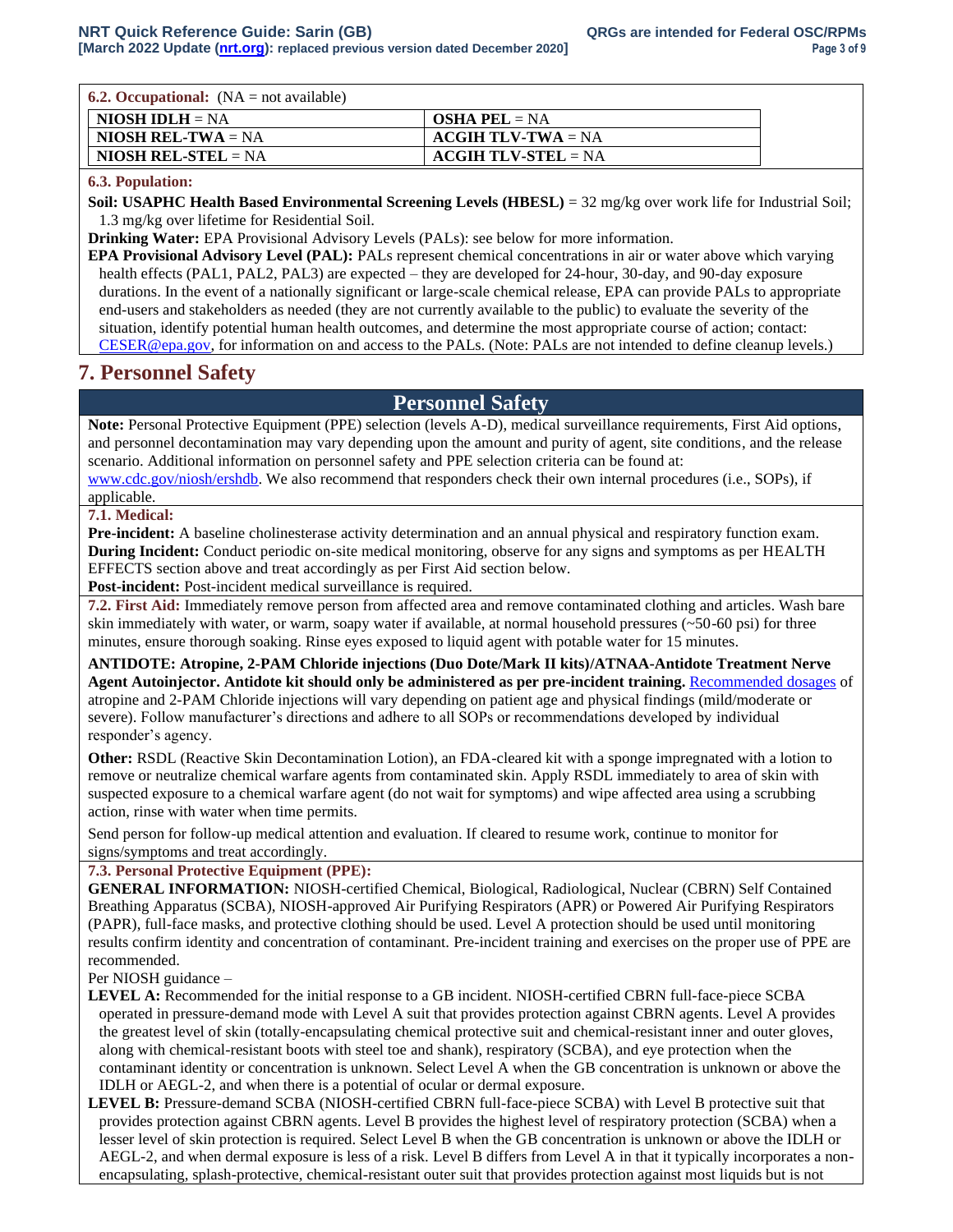**6.2. Occupational:** (NA = not available)

| | |
|---|---|
| **NIOSH IDLH** = NA | **OSHA PEL** = NA |
| **NIOSH REL-TWA** = NA | **ACGIH TLV-TWA** = NA |
| **NIOSH REL-STEL** = NA | **ACGIH TLV-STEL** = NA |

**6.3. Population:**

**Soil: USAPHC Health Based Environmental Screening Levels (HBESL)** = 32 mg/kg over work life for Industrial Soil; 1.3 mg/kg over lifetime for Residential Soil.

**Drinking Water:** EPA Provisional Advisory Levels (PALs): see below for more information.

**EPA Provisional Advisory Level (PAL):** PALs represent chemical concentrations in air or water above which varying health effects (PAL1, PAL2, PAL3) are expected – they are developed for 24-hour, 30-day, and 90-day exposure durations. In the event of a nationally significant or large-scale chemical release, EPA can provide PALs to appropriate end-users and stakeholders as needed (they are not currently available to the public) to evaluate the severity of the situation, identify potential human health outcomes, and determine the most appropriate course of action; contact: CESER@epa.gov, for information on and access to the PALs. (Note: PALs are not intended to define cleanup levels.)

# 7. Personnel Safety

## Personnel Safety

**Note:** Personal Protective Equipment (PPE) selection (levels A-D), medical surveillance requirements, First Aid options, and personnel decontamination may vary depending upon the amount and purity of agent, site conditions, and the release scenario. Additional information on personnel safety and PPE selection criteria can be found at: www.cdc.gov/niosh/ershdb. We also recommend that responders check their own internal procedures (i.e., SOPs), if applicable.

**7.1. Medical:**

**Pre-incident:** A baseline cholinesterase activity determination and an annual physical and respiratory function exam.

**During Incident:** Conduct periodic on-site medical monitoring, observe for any signs and symptoms as per HEALTH EFFECTS section above and treat accordingly as per First Aid section below.

**Post-incident:** Post-incident medical surveillance is required.

**7.2. First Aid:** Immediately remove person from affected area and remove contaminated clothing and articles. Wash bare skin immediately with water, or warm, soapy water if available, at normal household pressures (~50-60 psi) for three minutes, ensure thorough soaking. Rinse eyes exposed to liquid agent with potable water for 15 minutes.

**ANTIDOTE: Atropine, 2-PAM Chloride injections (Duo Dote/Mark II kits)/ATNAA-Antidote Treatment Nerve Agent Autoinjector. Antidote kit should only be administered as per pre-incident training.** Recommended dosages of atropine and 2-PAM Chloride injections will vary depending on patient age and physical findings (mild/moderate or severe). Follow manufacturer's directions and adhere to all SOPs or recommendations developed by individual responder's agency.

**Other:** RSDL (Reactive Skin Decontamination Lotion), an FDA-cleared kit with a sponge impregnated with a lotion to remove or neutralize chemical warfare agents from contaminated skin. Apply RSDL immediately to area of skin with suspected exposure to a chemical warfare agent (do not wait for symptoms) and wipe affected area using a scrubbing action, rinse with water when time permits.

Send person for follow-up medical attention and evaluation. If cleared to resume work, continue to monitor for signs/symptoms and treat accordingly.

**7.3. Personal Protective Equipment (PPE):**

**GENERAL INFORMATION:** NIOSH-certified Chemical, Biological, Radiological, Nuclear (CBRN) Self Contained Breathing Apparatus (SCBA), NIOSH-approved Air Purifying Respirators (APR) or Powered Air Purifying Respirators (PAPR), full-face masks, and protective clothing should be used. Level A protection should be used until monitoring results confirm identity and concentration of contaminant. Pre-incident training and exercises on the proper use of PPE are recommended.

Per NIOSH guidance –

**LEVEL A:** Recommended for the initial response to a GB incident. NIOSH-certified CBRN full-face-piece SCBA operated in pressure-demand mode with Level A suit that provides protection against CBRN agents. Level A provides the greatest level of skin (totally-encapsulating chemical protective suit and chemical-resistant inner and outer gloves, along with chemical-resistant boots with steel toe and shank), respiratory (SCBA), and eye protection when the contaminant identity or concentration is unknown. Select Level A when the GB concentration is unknown or above the IDLH or AEGL-2, and when there is a potential of ocular or dermal exposure.

**LEVEL B:** Pressure-demand SCBA (NIOSH-certified CBRN full-face-piece SCBA) with Level B protective suit that provides protection against CBRN agents. Level B provides the highest level of respiratory protection (SCBA) when a lesser level of skin protection is required. Select Level B when the GB concentration is unknown or above the IDLH or AEGL-2, and when dermal exposure is less of a risk. Level B differs from Level A in that it typically incorporates a non-encapsulating, splash-protective, chemical-resistant outer suit that provides protection against most liquids but is not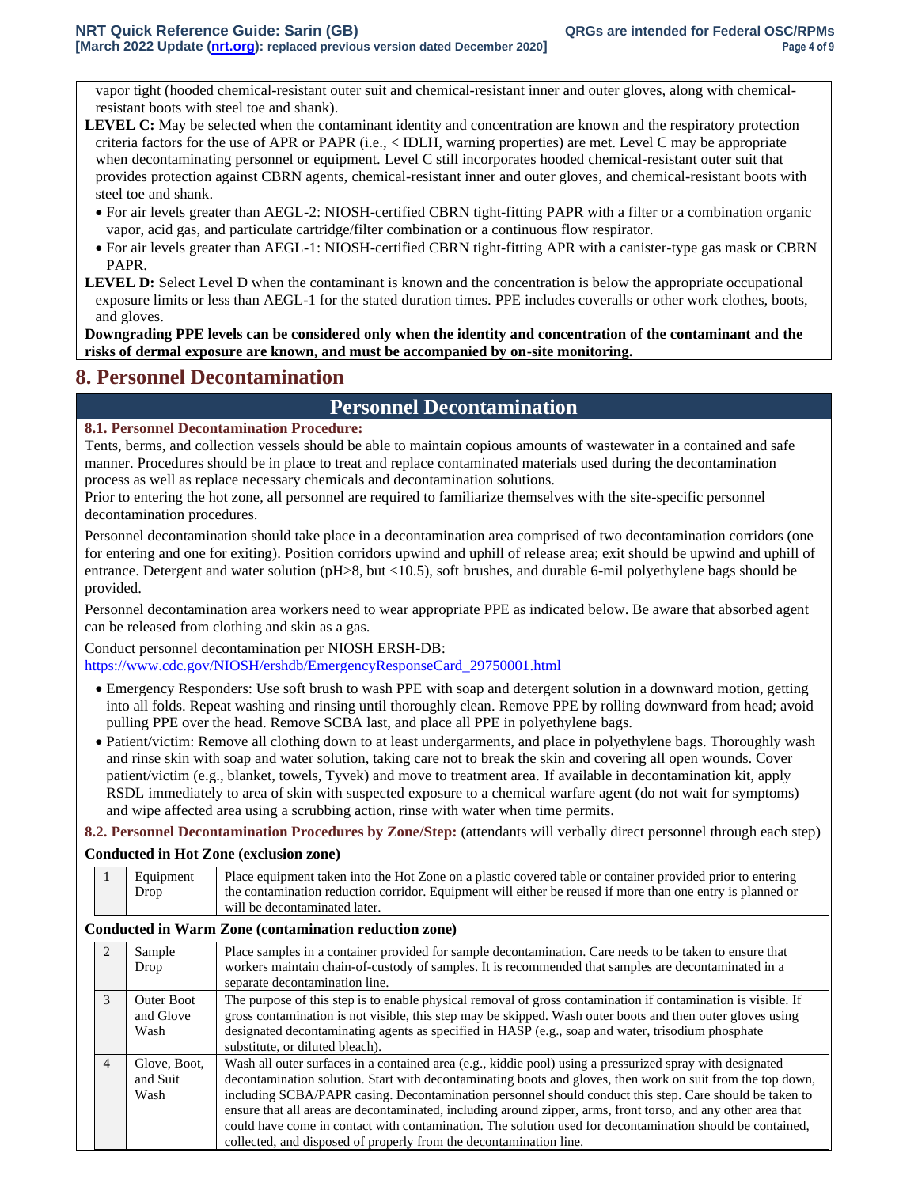vapor tight (hooded chemical-resistant outer suit and chemical-resistant inner and outer gloves, along with chemical-resistant boots with steel toe and shank).

**LEVEL C:** May be selected when the contaminant identity and concentration are known and the respiratory protection criteria factors for the use of APR or PAPR (i.e., < IDLH, warning properties) are met. Level C may be appropriate when decontaminating personnel or equipment. Level C still incorporates hooded chemical-resistant outer suit that provides protection against CBRN agents, chemical-resistant inner and outer gloves, and chemical-resistant boots with steel toe and shank.

- For air levels greater than AEGL-2: NIOSH-certified CBRN tight-fitting PAPR with a filter or a combination organic vapor, acid gas, and particulate cartridge/filter combination or a continuous flow respirator.
- For air levels greater than AEGL-1: NIOSH-certified CBRN tight-fitting APR with a canister-type gas mask or CBRN PAPR.

**LEVEL D:** Select Level D when the contaminant is known and the concentration is below the appropriate occupational exposure limits or less than AEGL-1 for the stated duration times. PPE includes coveralls or other work clothes, boots, and gloves.

**Downgrading PPE levels can be considered only when the identity and concentration of the contaminant and the risks of dermal exposure are known, and must be accompanied by on-site monitoring.**

## 8. Personnel Decontamination

### Personnel Decontamination

**8.1. Personnel Decontamination Procedure:**

Tents, berms, and collection vessels should be able to maintain copious amounts of wastewater in a contained and safe manner. Procedures should be in place to treat and replace contaminated materials used during the decontamination process as well as replace necessary chemicals and decontamination solutions.

Prior to entering the hot zone, all personnel are required to familiarize themselves with the site-specific personnel decontamination procedures.

Personnel decontamination should take place in a decontamination area comprised of two decontamination corridors (one for entering and one for exiting). Position corridors upwind and uphill of release area; exit should be upwind and uphill of entrance. Detergent and water solution (pH>8, but <10.5), soft brushes, and durable 6-mil polyethylene bags should be provided.

Personnel decontamination area workers need to wear appropriate PPE as indicated below. Be aware that absorbed agent can be released from clothing and skin as a gas.

Conduct personnel decontamination per NIOSH ERSH-DB:
https://www.cdc.gov/NIOSH/ershdb/EmergencyResponseCard_29750001.html

- Emergency Responders: Use soft brush to wash PPE with soap and detergent solution in a downward motion, getting into all folds. Repeat washing and rinsing until thoroughly clean. Remove PPE by rolling downward from head; avoid pulling PPE over the head. Remove SCBA last, and place all PPE in polyethylene bags.
- Patient/victim: Remove all clothing down to at least undergarments, and place in polyethylene bags. Thoroughly wash and rinse skin with soap and water solution, taking care not to break the skin and covering all open wounds. Cover patient/victim (e.g., blanket, towels, Tyvek) and move to treatment area. If available in decontamination kit, apply RSDL immediately to area of skin with suspected exposure to a chemical warfare agent (do not wait for symptoms) and wipe affected area using a scrubbing action, rinse with water when time permits.

**8.2. Personnel Decontamination Procedures by Zone/Step:** (attendants will verbally direct personnel through each step)

**Conducted in Hot Zone (exclusion zone)**

| | | |
|---|---|---|
| 1 | Equipment Drop | Place equipment taken into the Hot Zone on a plastic covered table or container provided prior to entering the contamination reduction corridor. Equipment will either be reused if more than one entry is planned or will be decontaminated later. |

**Conducted in Warm Zone (contamination reduction zone)**

| | | |
|---|---|---|
| 2 | Sample Drop | Place samples in a container provided for sample decontamination. Care needs to be taken to ensure that workers maintain chain-of-custody of samples. It is recommended that samples are decontaminated in a separate decontamination line. |
| 3 | Outer Boot and Glove Wash | The purpose of this step is to enable physical removal of gross contamination if contamination is visible. If gross contamination is not visible, this step may be skipped. Wash outer boots and then outer gloves using designated decontaminating agents as specified in HASP (e.g., soap and water, trisodium phosphate substitute, or diluted bleach). |
| 4 | Glove, Boot, and Suit Wash | Wash all outer surfaces in a contained area (e.g., kiddie pool) using a pressurized spray with designated decontamination solution. Start with decontaminating boots and gloves, then work on suit from the top down, including SCBA/PAPR casing. Decontamination personnel should conduct this step. Care should be taken to ensure that all areas are decontaminated, including around zipper, arms, front torso, and any other area that could have come in contact with contamination. The solution used for decontamination should be contained, collected, and disposed of properly from the decontamination line. |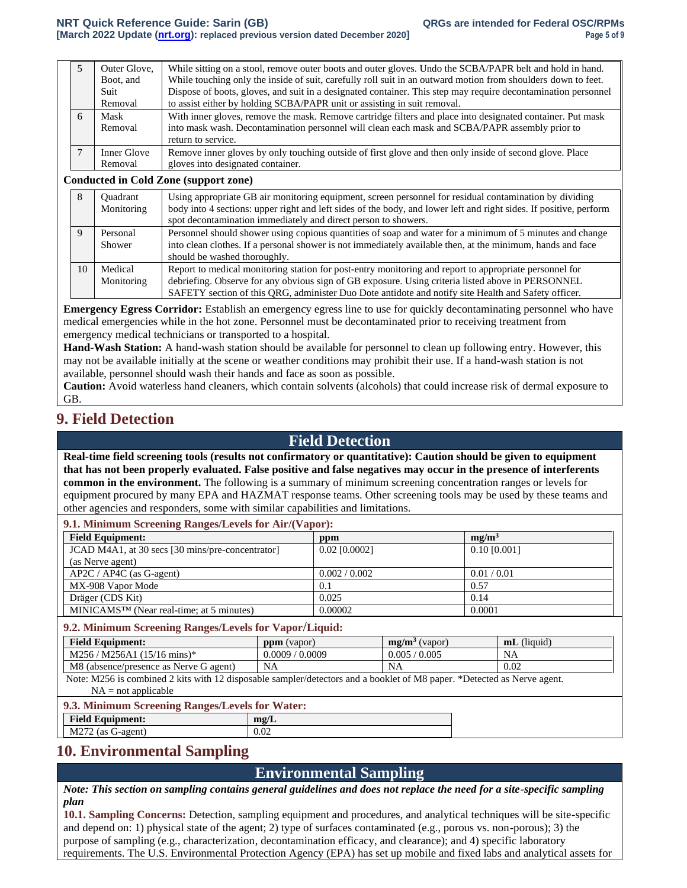| 5 | Outer Glove, Boot, and Suit Removal | While sitting on a stool, remove outer boots and outer gloves. Undo the SCBA/PAPR belt and hold in hand. While touching only the inside of suit, carefully roll suit in an outward motion from shoulders down to feet. Dispose of boots, gloves, and suit in a designated container. This step may require decontamination personnel to assist either by holding SCBA/PAPR unit or assisting in suit removal. |
|---|---|---|
| 6 | Mask Removal | With inner gloves, remove the mask. Remove cartridge filters and place into designated container. Put mask into mask wash. Decontamination personnel will clean each mask and SCBA/PAPR assembly prior to return to service. |
| 7 | Inner Glove Removal | Remove inner gloves by only touching outside of first glove and then only inside of second glove. Place gloves into designated container. |

**Conducted in Cold Zone (support zone)**

| 8 | Quadrant Monitoring | Using appropriate GB air monitoring equipment, screen personnel for residual contamination by dividing body into 4 sections: upper right and left sides of the body, and lower left and right sides. If positive, perform spot decontamination immediately and direct person to showers. |
|---|---|---|
| 9 | Personal Shower | Personnel should shower using copious quantities of soap and water for a minimum of 5 minutes and change into clean clothes. If a personal shower is not immediately available then, at the minimum, hands and face should be washed thoroughly. |
| 10 | Medical Monitoring | Report to medical monitoring station for post-entry monitoring and report to appropriate personnel for debriefing. Observe for any obvious sign of GB exposure. Using criteria listed above in PERSONNEL SAFETY section of this QRG, administer Duo Dote antidote and notify site Health and Safety officer. |

**Emergency Egress Corridor:** Establish an emergency egress line to use for quickly decontaminating personnel who have medical emergencies while in the hot zone. Personnel must be decontaminated prior to receiving treatment from emergency medical technicians or transported to a hospital.

**Hand-Wash Station:** A hand-wash station should be available for personnel to clean up following entry. However, this may not be available initially at the scene or weather conditions may prohibit their use. If a hand-wash station is not available, personnel should wash their hands and face as soon as possible.

**Caution:** Avoid waterless hand cleaners, which contain solvents (alcohols) that could increase risk of dermal exposure to GB.

# 9. Field Detection

## Field Detection

**Real-time field screening tools (results not confirmatory or quantitative): Caution should be given to equipment that has not been properly evaluated. False positive and false negatives may occur in the presence of interferents common in the environment.** The following is a summary of minimum screening concentration ranges or levels for equipment procured by many EPA and HAZMAT response teams. Other screening tools may be used by these teams and other agencies and responders, some with similar capabilities and limitations.

### 9.1. Minimum Screening Ranges/Levels for Air/(Vapor):

| Field Equipment: | ppm | $mg/m^3$ |
|---|---|---|
| JCAD M4A1, at 30 secs [30 mins/pre-concentrator] (as Nerve agent) | 0.02 [0.0002] | 0.10 [0.001] |
| AP2C / AP4C (as G-agent) | 0.002 / 0.002 | 0.01 / 0.01 |
| MX-908 Vapor Mode | 0.1 | 0.57 |
| Dräger (CDS Kit) | 0.025 | 0.14 |
| MINICAMS™ (Near real-time; at 5 minutes) | 0.00002 | 0.0001 |

### 9.2. Minimum Screening Ranges/Levels for Vapor/Liquid:

| Field Equipment: | ppm (vapor) | $mg/m^3$ (vapor) | mL (liquid) |
|---|---|---|---|
| M256 / M256A1 (15/16 mins)* | 0.0009 / 0.0009 | 0.005 / 0.005 | NA |
| M8 (absence/presence as Nerve G agent) | NA | NA | 0.02 |

Note: M256 is combined 2 kits with 12 disposable sampler/detectors and a booklet of M8 paper. *Detected as Nerve agent.
NA = not applicable

### 9.3. Minimum Screening Ranges/Levels for Water:

| Field Equipment: | mg/L |
|---|---|
| M272 (as G-agent) | 0.02 |

# 10. Environmental Sampling

## Environmental Sampling

*Note: This section on sampling contains general guidelines and does not replace the need for a site-specific sampling plan*

**10.1. Sampling Concerns:** Detection, sampling equipment and procedures, and analytical techniques will be site-specific and depend on: 1) physical state of the agent; 2) type of surfaces contaminated (e.g., porous vs. non-porous); 3) the purpose of sampling (e.g., characterization, decontamination efficacy, and clearance); and 4) specific laboratory requirements. The U.S. Environmental Protection Agency (EPA) has set up mobile and fixed labs and analytical assets for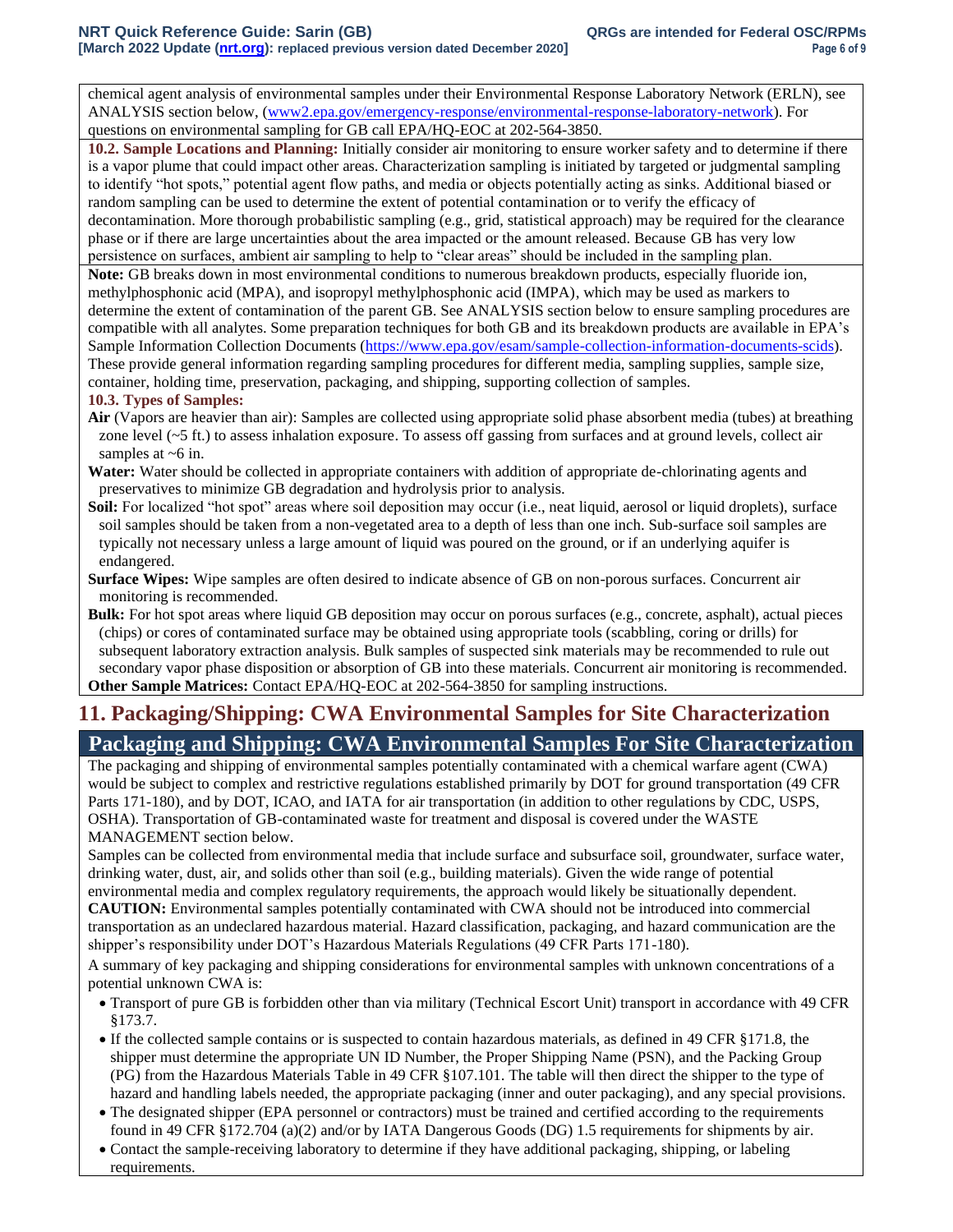chemical agent analysis of environmental samples under their Environmental Response Laboratory Network (ERLN), see ANALYSIS section below, (www2.epa.gov/emergency-response/environmental-response-laboratory-network). For questions on environmental sampling for GB call EPA/HQ-EOC at 202-564-3850.

**10.2. Sample Locations and Planning:** Initially consider air monitoring to ensure worker safety and to determine if there is a vapor plume that could impact other areas. Characterization sampling is initiated by targeted or judgmental sampling to identify "hot spots," potential agent flow paths, and media or objects potentially acting as sinks. Additional biased or random sampling can be used to determine the extent of potential contamination or to verify the efficacy of decontamination. More thorough probabilistic sampling (e.g., grid, statistical approach) may be required for the clearance phase or if there are large uncertainties about the area impacted or the amount released. Because GB has very low persistence on surfaces, ambient air sampling to help to "clear areas" should be included in the sampling plan.

**Note:** GB breaks down in most environmental conditions to numerous breakdown products, especially fluoride ion, methylphosphonic acid (MPA), and isopropyl methylphosphonic acid (IMPA), which may be used as markers to determine the extent of contamination of the parent GB. See ANALYSIS section below to ensure sampling procedures are compatible with all analytes. Some preparation techniques for both GB and its breakdown products are available in EPA's Sample Information Collection Documents (https://www.epa.gov/esam/sample-collection-information-documents-scids). These provide general information regarding sampling procedures for different media, sampling supplies, sample size, container, holding time, preservation, packaging, and shipping, supporting collection of samples.

**10.3. Types of Samples:**

**Air** (Vapors are heavier than air): Samples are collected using appropriate solid phase absorbent media (tubes) at breathing zone level (~5 ft.) to assess inhalation exposure. To assess off gassing from surfaces and at ground levels, collect air samples at ~6 in.

**Water:** Water should be collected in appropriate containers with addition of appropriate de-chlorinating agents and preservatives to minimize GB degradation and hydrolysis prior to analysis.

**Soil:** For localized "hot spot" areas where soil deposition may occur (i.e., neat liquid, aerosol or liquid droplets), surface soil samples should be taken from a non-vegetated area to a depth of less than one inch. Sub-surface soil samples are typically not necessary unless a large amount of liquid was poured on the ground, or if an underlying aquifer is endangered.

**Surface Wipes:** Wipe samples are often desired to indicate absence of GB on non-porous surfaces. Concurrent air monitoring is recommended.

**Bulk:** For hot spot areas where liquid GB deposition may occur on porous surfaces (e.g., concrete, asphalt), actual pieces (chips) or cores of contaminated surface may be obtained using appropriate tools (scabbling, coring or drills) for subsequent laboratory extraction analysis. Bulk samples of suspected sink materials may be recommended to rule out secondary vapor phase disposition or absorption of GB into these materials. Concurrent air monitoring is recommended.

**Other Sample Matrices:** Contact EPA/HQ-EOC at 202-564-3850 for sampling instructions.

## 11. Packaging/Shipping: CWA Environmental Samples for Site Characterization

## Packaging and Shipping: CWA Environmental Samples For Site Characterization

The packaging and shipping of environmental samples potentially contaminated with a chemical warfare agent (CWA) would be subject to complex and restrictive regulations established primarily by DOT for ground transportation (49 CFR Parts 171-180), and by DOT, ICAO, and IATA for air transportation (in addition to other regulations by CDC, USPS, OSHA). Transportation of GB-contaminated waste for treatment and disposal is covered under the WASTE MANAGEMENT section below.

Samples can be collected from environmental media that include surface and subsurface soil, groundwater, surface water, drinking water, dust, air, and solids other than soil (e.g., building materials). Given the wide range of potential environmental media and complex regulatory requirements, the approach would likely be situationally dependent.

**CAUTION:** Environmental samples potentially contaminated with CWA should not be introduced into commercial transportation as an undeclared hazardous material. Hazard classification, packaging, and hazard communication are the shipper's responsibility under DOT's Hazardous Materials Regulations (49 CFR Parts 171-180).

A summary of key packaging and shipping considerations for environmental samples with unknown concentrations of a potential unknown CWA is:

- Transport of pure GB is forbidden other than via military (Technical Escort Unit) transport in accordance with 49 CFR §173.7.
- If the collected sample contains or is suspected to contain hazardous materials, as defined in 49 CFR §171.8, the shipper must determine the appropriate UN ID Number, the Proper Shipping Name (PSN), and the Packing Group (PG) from the Hazardous Materials Table in 49 CFR §107.101. The table will then direct the shipper to the type of hazard and handling labels needed, the appropriate packaging (inner and outer packaging), and any special provisions.
- The designated shipper (EPA personnel or contractors) must be trained and certified according to the requirements found in 49 CFR §172.704 (a)(2) and/or by IATA Dangerous Goods (DG) 1.5 requirements for shipments by air.
- Contact the sample-receiving laboratory to determine if they have additional packaging, shipping, or labeling requirements.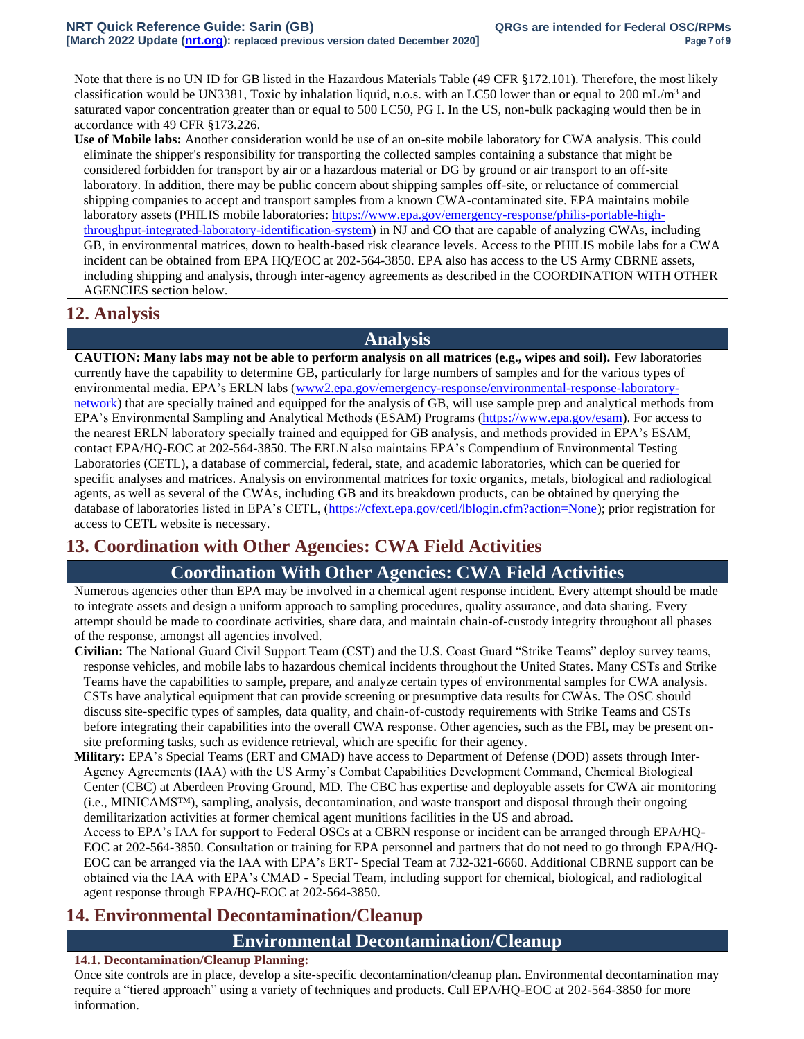Note that there is no UN ID for GB listed in the Hazardous Materials Table (49 CFR §172.101). Therefore, the most likely classification would be UN3381, Toxic by inhalation liquid, n.o.s. with an LC50 lower than or equal to 200 mL/m$^3$ and saturated vapor concentration greater than or equal to 500 LC50, PG I. In the US, non-bulk packaging would then be in accordance with 49 CFR §173.226.

**Use of Mobile labs:** Another consideration would be use of an on-site mobile laboratory for CWA analysis. This could eliminate the shipper's responsibility for transporting the collected samples containing a substance that might be considered forbidden for transport by air or a hazardous material or DG by ground or air transport to an off-site laboratory. In addition, there may be public concern about shipping samples off-site, or reluctance of commercial shipping companies to accept and transport samples from a known CWA-contaminated site. EPA maintains mobile laboratory assets (PHILIS mobile laboratories: https://www.epa.gov/emergency-response/philis-portable-high-throughput-integrated-laboratory-identification-system) in NJ and CO that are capable of analyzing CWAs, including GB, in environmental matrices, down to health-based risk clearance levels. Access to the PHILIS mobile labs for a CWA incident can be obtained from EPA HQ/EOC at 202-564-3850. EPA also has access to the US Army CBRNE assets, including shipping and analysis, through inter-agency agreements as described in the COORDINATION WITH OTHER AGENCIES section below.

## 12. Analysis

### Analysis

**CAUTION: Many labs may not be able to perform analysis on all matrices (e.g., wipes and soil).** Few laboratories currently have the capability to determine GB, particularly for large numbers of samples and for the various types of environmental media. EPA's ERLN labs (www2.epa.gov/emergency-response/environmental-response-laboratory-network) that are specially trained and equipped for the analysis of GB, will use sample prep and analytical methods from EPA's Environmental Sampling and Analytical Methods (ESAM) Programs (https://www.epa.gov/esam). For access to the nearest ERLN laboratory specially trained and equipped for GB analysis, and methods provided in EPA's ESAM, contact EPA/HQ-EOC at 202-564-3850. The ERLN also maintains EPA's Compendium of Environmental Testing Laboratories (CETL), a database of commercial, federal, state, and academic laboratories, which can be queried for specific analyses and matrices. Analysis on environmental matrices for toxic organics, metals, biological and radiological agents, as well as several of the CWAs, including GB and its breakdown products, can be obtained by querying the database of laboratories listed in EPA's CETL, (https://cfext.epa.gov/cetl/lblogin.cfm?action=None); prior registration for access to CETL website is necessary.

## 13. Coordination with Other Agencies: CWA Field Activities

### Coordination With Other Agencies: CWA Field Activities

Numerous agencies other than EPA may be involved in a chemical agent response incident. Every attempt should be made to integrate assets and design a uniform approach to sampling procedures, quality assurance, and data sharing. Every attempt should be made to coordinate activities, share data, and maintain chain-of-custody integrity throughout all phases of the response, amongst all agencies involved.

**Civilian:** The National Guard Civil Support Team (CST) and the U.S. Coast Guard "Strike Teams" deploy survey teams, response vehicles, and mobile labs to hazardous chemical incidents throughout the United States. Many CSTs and Strike Teams have the capabilities to sample, prepare, and analyze certain types of environmental samples for CWA analysis. CSTs have analytical equipment that can provide screening or presumptive data results for CWAs. The OSC should discuss site-specific types of samples, data quality, and chain-of-custody requirements with Strike Teams and CSTs before integrating their capabilities into the overall CWA response. Other agencies, such as the FBI, may be present on-site preforming tasks, such as evidence retrieval, which are specific for their agency.

**Military:** EPA's Special Teams (ERT and CMAD) have access to Department of Defense (DOD) assets through Inter-Agency Agreements (IAA) with the US Army's Combat Capabilities Development Command, Chemical Biological Center (CBC) at Aberdeen Proving Ground, MD. The CBC has expertise and deployable assets for CWA air monitoring (i.e., MINICAMS™), sampling, analysis, decontamination, and waste transport and disposal through their ongoing demilitarization activities at former chemical agent munitions facilities in the US and abroad.
Access to EPA's IAA for support to Federal OSCs at a CBRN response or incident can be arranged through EPA/HQ-EOC at 202-564-3850. Consultation or training for EPA personnel and partners that do not need to go through EPA/HQ-EOC can be arranged via the IAA with EPA's ERT- Special Team at 732-321-6660. Additional CBRNE support can be obtained via the IAA with EPA's CMAD - Special Team, including support for chemical, biological, and radiological agent response through EPA/HQ-EOC at 202-564-3850.

## 14. Environmental Decontamination/Cleanup

### Environmental Decontamination/Cleanup

**14.1. Decontamination/Cleanup Planning:**

Once site controls are in place, develop a site-specific decontamination/cleanup plan. Environmental decontamination may require a "tiered approach" using a variety of techniques and products. Call EPA/HQ-EOC at 202-564-3850 for more information.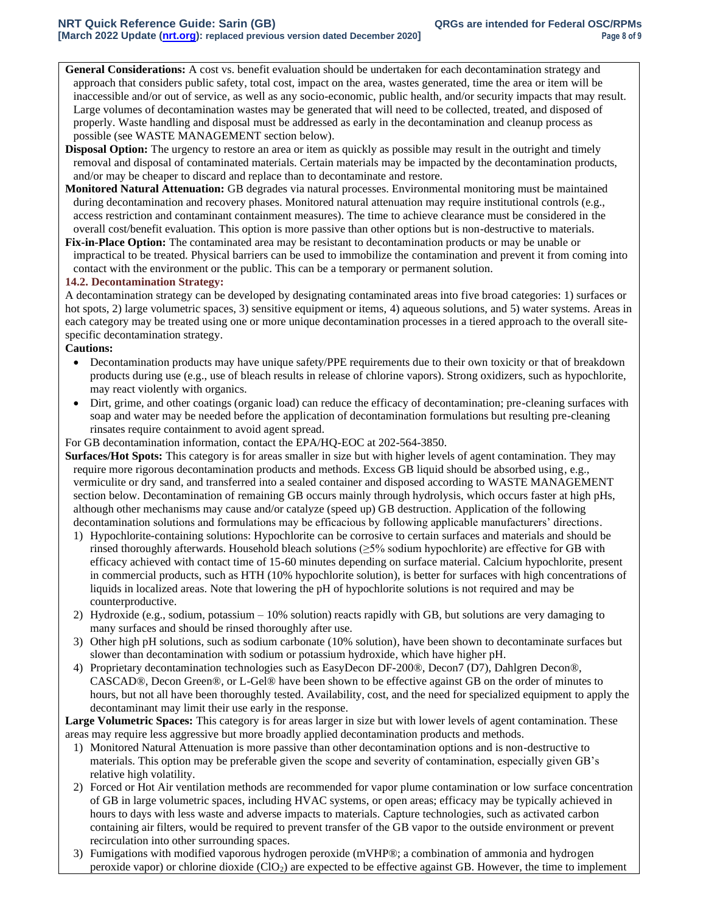**General Considerations:** A cost vs. benefit evaluation should be undertaken for each decontamination strategy and approach that considers public safety, total cost, impact on the area, wastes generated, time the area or item will be inaccessible and/or out of service, as well as any socio-economic, public health, and/or security impacts that may result. Large volumes of decontamination wastes may be generated that will need to be collected, treated, and disposed of properly. Waste handling and disposal must be addressed as early in the decontamination and cleanup process as possible (see WASTE MANAGEMENT section below).

**Disposal Option:** The urgency to restore an area or item as quickly as possible may result in the outright and timely removal and disposal of contaminated materials. Certain materials may be impacted by the decontamination products, and/or may be cheaper to discard and replace than to decontaminate and restore.

**Monitored Natural Attenuation:** GB degrades via natural processes. Environmental monitoring must be maintained during decontamination and recovery phases. Monitored natural attenuation may require institutional controls (e.g., access restriction and contaminant containment measures). The time to achieve clearance must be considered in the overall cost/benefit evaluation. This option is more passive than other options but is non-destructive to materials.

**Fix-in-Place Option:** The contaminated area may be resistant to decontamination products or may be unable or impractical to be treated. Physical barriers can be used to immobilize the contamination and prevent it from coming into contact with the environment or the public. This can be a temporary or permanent solution.

### 14.2. Decontamination Strategy:

A decontamination strategy can be developed by designating contaminated areas into five broad categories: 1) surfaces or hot spots, 2) large volumetric spaces, 3) sensitive equipment or items, 4) aqueous solutions, and 5) water systems. Areas in each category may be treated using one or more unique decontamination processes in a tiered approach to the overall site-specific decontamination strategy.

**Cautions:**

- Decontamination products may have unique safety/PPE requirements due to their own toxicity or that of breakdown products during use (e.g., use of bleach results in release of chlorine vapors). Strong oxidizers, such as hypochlorite, may react violently with organics.
- Dirt, grime, and other coatings (organic load) can reduce the efficacy of decontamination; pre-cleaning surfaces with soap and water may be needed before the application of decontamination formulations but resulting pre-cleaning rinsates require containment to avoid agent spread.

For GB decontamination information, contact the EPA/HQ-EOC at 202-564-3850.

**Surfaces/Hot Spots:** This category is for areas smaller in size but with higher levels of agent contamination. They may require more rigorous decontamination products and methods. Excess GB liquid should be absorbed using, e.g., vermiculite or dry sand, and transferred into a sealed container and disposed according to WASTE MANAGEMENT section below. Decontamination of remaining GB occurs mainly through hydrolysis, which occurs faster at high pHs, although other mechanisms may cause and/or catalyze (speed up) GB destruction. Application of the following decontamination solutions and formulations may be efficacious by following applicable manufacturers' directions.

1) Hypochlorite-containing solutions: Hypochlorite can be corrosive to certain surfaces and materials and should be rinsed thoroughly afterwards. Household bleach solutions (≥5% sodium hypochlorite) are effective for GB with efficacy achieved with contact time of 15-60 minutes depending on surface material. Calcium hypochlorite, present in commercial products, such as HTH (10% hypochlorite solution), is better for surfaces with high concentrations of liquids in localized areas. Note that lowering the pH of hypochlorite solutions is not required and may be counterproductive.
2) Hydroxide (e.g., sodium, potassium – 10% solution) reacts rapidly with GB, but solutions are very damaging to many surfaces and should be rinsed thoroughly after use.
3) Other high pH solutions, such as sodium carbonate (10% solution), have been shown to decontaminate surfaces but slower than decontamination with sodium or potassium hydroxide, which have higher pH.
4) Proprietary decontamination technologies such as EasyDecon DF-200®, Decon7 (D7), Dahlgren Decon®, CASCAD®, Decon Green®, or L-Gel® have been shown to be effective against GB on the order of minutes to hours, but not all have been thoroughly tested. Availability, cost, and the need for specialized equipment to apply the decontaminant may limit their use early in the response.

**Large Volumetric Spaces:** This category is for areas larger in size but with lower levels of agent contamination. These areas may require less aggressive but more broadly applied decontamination products and methods.

1) Monitored Natural Attenuation is more passive than other decontamination options and is non-destructive to materials. This option may be preferable given the scope and severity of contamination, especially given GB's relative high volatility.
2) Forced or Hot Air ventilation methods are recommended for vapor plume contamination or low surface concentration of GB in large volumetric spaces, including HVAC systems, or open areas; efficacy may be typically achieved in hours to days with less waste and adverse impacts to materials. Capture technologies, such as activated carbon containing air filters, would be required to prevent transfer of the GB vapor to the outside environment or prevent recirculation into other surrounding spaces.
3) Fumigations with modified vaporous hydrogen peroxide (mVHP®; a combination of ammonia and hydrogen peroxide vapor) or chlorine dioxide ($ClO_2$) are expected to be effective against GB. However, the time to implement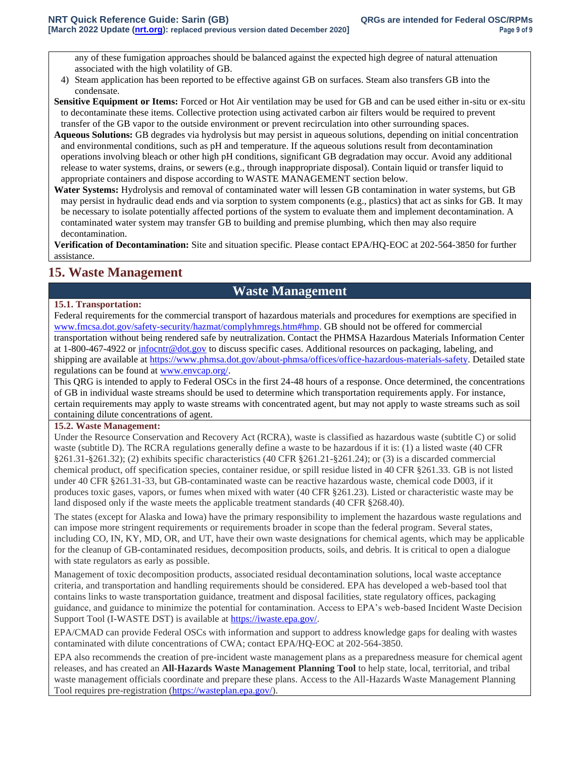any of these fumigation approaches should be balanced against the expected high degree of natural attenuation associated with the high volatility of GB.

4) Steam application has been reported to be effective against GB on surfaces. Steam also transfers GB into the condensate.

**Sensitive Equipment or Items:** Forced or Hot Air ventilation may be used for GB and can be used either in-situ or ex-situ to decontaminate these items. Collective protection using activated carbon air filters would be required to prevent transfer of the GB vapor to the outside environment or prevent recirculation into other surrounding spaces.

**Aqueous Solutions:** GB degrades via hydrolysis but may persist in aqueous solutions, depending on initial concentration and environmental conditions, such as pH and temperature. If the aqueous solutions result from decontamination operations involving bleach or other high pH conditions, significant GB degradation may occur. Avoid any additional release to water systems, drains, or sewers (e.g., through inappropriate disposal). Contain liquid or transfer liquid to appropriate containers and dispose according to WASTE MANAGEMENT section below.

**Water Systems:** Hydrolysis and removal of contaminated water will lessen GB contamination in water systems, but GB may persist in hydraulic dead ends and via sorption to system components (e.g., plastics) that act as sinks for GB. It may be necessary to isolate potentially affected portions of the system to evaluate them and implement decontamination. A contaminated water system may transfer GB to building and premise plumbing, which then may also require decontamination.

**Verification of Decontamination:** Site and situation specific. Please contact EPA/HQ-EOC at 202-564-3850 for further assistance.

## 15. Waste Management

### Waste Management

**15.1. Transportation:**

Federal requirements for the commercial transport of hazardous materials and procedures for exemptions are specified in www.fmcsa.dot.gov/safety-security/hazmat/complyhmregs.htm#hmp. GB should not be offered for commercial transportation without being rendered safe by neutralization. Contact the PHMSA Hazardous Materials Information Center at 1-800-467-4922 or infocntr@dot.gov to discuss specific cases. Additional resources on packaging, labeling, and shipping are available at https://www.phmsa.dot.gov/about-phmsa/offices/office-hazardous-materials-safety. Detailed state regulations can be found at www.envcap.org/.

This QRG is intended to apply to Federal OSCs in the first 24-48 hours of a response. Once determined, the concentrations of GB in individual waste streams should be used to determine which transportation requirements apply. For instance, certain requirements may apply to waste streams with concentrated agent, but may not apply to waste streams such as soil containing dilute concentrations of agent.

**15.2. Waste Management:**

Under the Resource Conservation and Recovery Act (RCRA), waste is classified as hazardous waste (subtitle C) or solid waste (subtitle D). The RCRA regulations generally define a waste to be hazardous if it is: (1) a listed waste (40 CFR §261.31-§261.32); (2) exhibits specific characteristics (40 CFR §261.21-§261.24); or (3) is a discarded commercial chemical product, off specification species, container residue, or spill residue listed in 40 CFR §261.33. GB is not listed under 40 CFR §261.31-33, but GB-contaminated waste can be reactive hazardous waste, chemical code D003, if it produces toxic gases, vapors, or fumes when mixed with water (40 CFR §261.23). Listed or characteristic waste may be land disposed only if the waste meets the applicable treatment standards (40 CFR §268.40).

The states (except for Alaska and Iowa) have the primary responsibility to implement the hazardous waste regulations and can impose more stringent requirements or requirements broader in scope than the federal program. Several states, including CO, IN, KY, MD, OR, and UT, have their own waste designations for chemical agents, which may be applicable for the cleanup of GB-contaminated residues, decomposition products, soils, and debris. It is critical to open a dialogue with state regulators as early as possible.

Management of toxic decomposition products, associated residual decontamination solutions, local waste acceptance criteria, and transportation and handling requirements should be considered. EPA has developed a web-based tool that contains links to waste transportation guidance, treatment and disposal facilities, state regulatory offices, packaging guidance, and guidance to minimize the potential for contamination. Access to EPA's web-based Incident Waste Decision Support Tool (I-WASTE DST) is available at https://iwaste.epa.gov/.

EPA/CMAD can provide Federal OSCs with information and support to address knowledge gaps for dealing with wastes contaminated with dilute concentrations of CWA; contact EPA/HQ-EOC at 202-564-3850.

EPA also recommends the creation of pre-incident waste management plans as a preparedness measure for chemical agent releases, and has created an **All-Hazards Waste Management Planning Tool** to help state, local, territorial, and tribal waste management officials coordinate and prepare these plans. Access to the All-Hazards Waste Management Planning Tool requires pre-registration (https://wasteplan.epa.gov/).